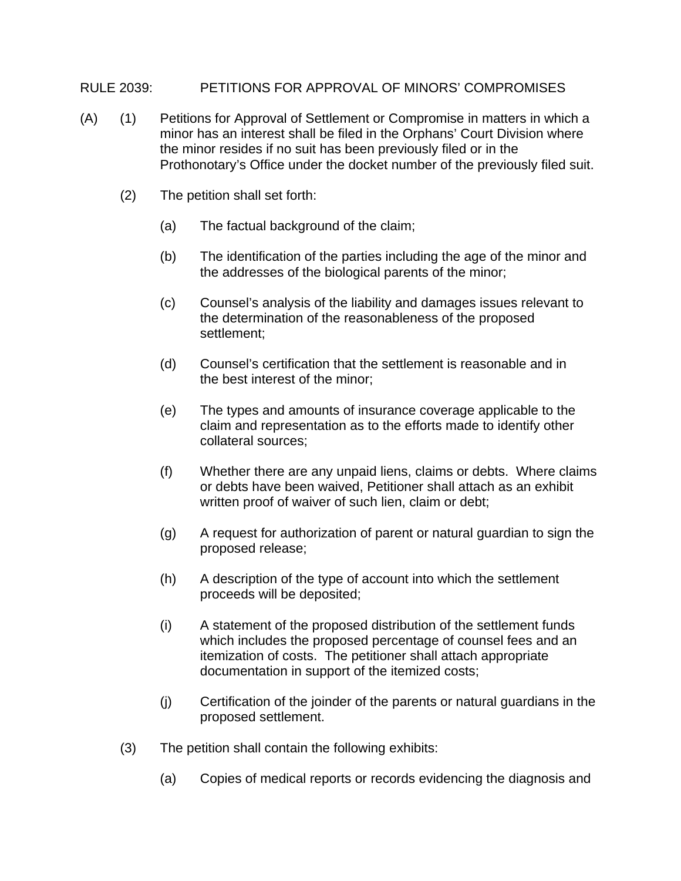RULE 2039: PETITIONS FOR APPROVAL OF MINORS' COMPROMISES

(A) (1) Petitions for Approval of Settlement or Compromise in matters in which a minor has an interest shall be filed in the Orphans' Court Division where the minor resides if no suit has been previously filed or in the Prothonotary's Office under the docket number of the previously filed suit.

(2) The petition shall set forth:

(a) The factual background of the claim;

(b) The identification of the parties including the age of the minor and the addresses of the biological parents of the minor;

(c) Counsel's analysis of the liability and damages issues relevant to the determination of the reasonableness of the proposed settlement;

(d) Counsel's certification that the settlement is reasonable and in the best interest of the minor;

(e) The types and amounts of insurance coverage applicable to the claim and representation as to the efforts made to identify other collateral sources;

(f) Whether there are any unpaid liens, claims or debts. Where claims or debts have been waived, Petitioner shall attach as an exhibit written proof of waiver of such lien, claim or debt;

(g) A request for authorization of parent or natural guardian to sign the proposed release;

(h) A description of the type of account into which the settlement proceeds will be deposited;

(i) A statement of the proposed distribution of the settlement funds which includes the proposed percentage of counsel fees and an itemization of costs. The petitioner shall attach appropriate documentation in support of the itemized costs;

(j) Certification of the joinder of the parents or natural guardians in the proposed settlement.

(3) The petition shall contain the following exhibits:

(a) Copies of medical reports or records evidencing the diagnosis and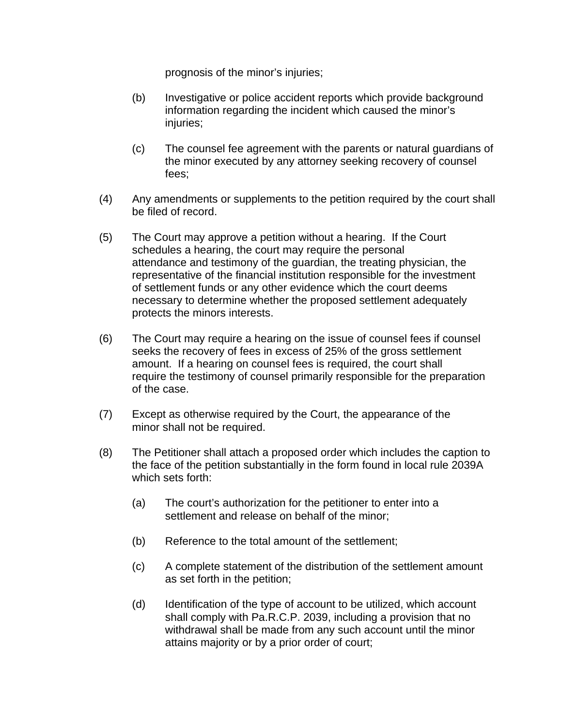prognosis of the minor's injuries;

(b) Investigative or police accident reports which provide background information regarding the incident which caused the minor's injuries;

(c) The counsel fee agreement with the parents or natural guardians of the minor executed by any attorney seeking recovery of counsel fees;

(4) Any amendments or supplements to the petition required by the court shall be filed of record.

(5) The Court may approve a petition without a hearing. If the Court schedules a hearing, the court may require the personal attendance and testimony of the guardian, the treating physician, the representative of the financial institution responsible for the investment of settlement funds or any other evidence which the court deems necessary to determine whether the proposed settlement adequately protects the minors interests.

(6) The Court may require a hearing on the issue of counsel fees if counsel seeks the recovery of fees in excess of 25% of the gross settlement amount. If a hearing on counsel fees is required, the court shall require the testimony of counsel primarily responsible for the preparation of the case.

(7) Except as otherwise required by the Court, the appearance of the minor shall not be required.

(8) The Petitioner shall attach a proposed order which includes the caption to the face of the petition substantially in the form found in local rule 2039A which sets forth:

(a) The court's authorization for the petitioner to enter into a settlement and release on behalf of the minor;

(b) Reference to the total amount of the settlement;

(c) A complete statement of the distribution of the settlement amount as set forth in the petition;

(d) Identification of the type of account to be utilized, which account shall comply with Pa.R.C.P. 2039, including a provision that no withdrawal shall be made from any such account until the minor attains majority or by a prior order of court;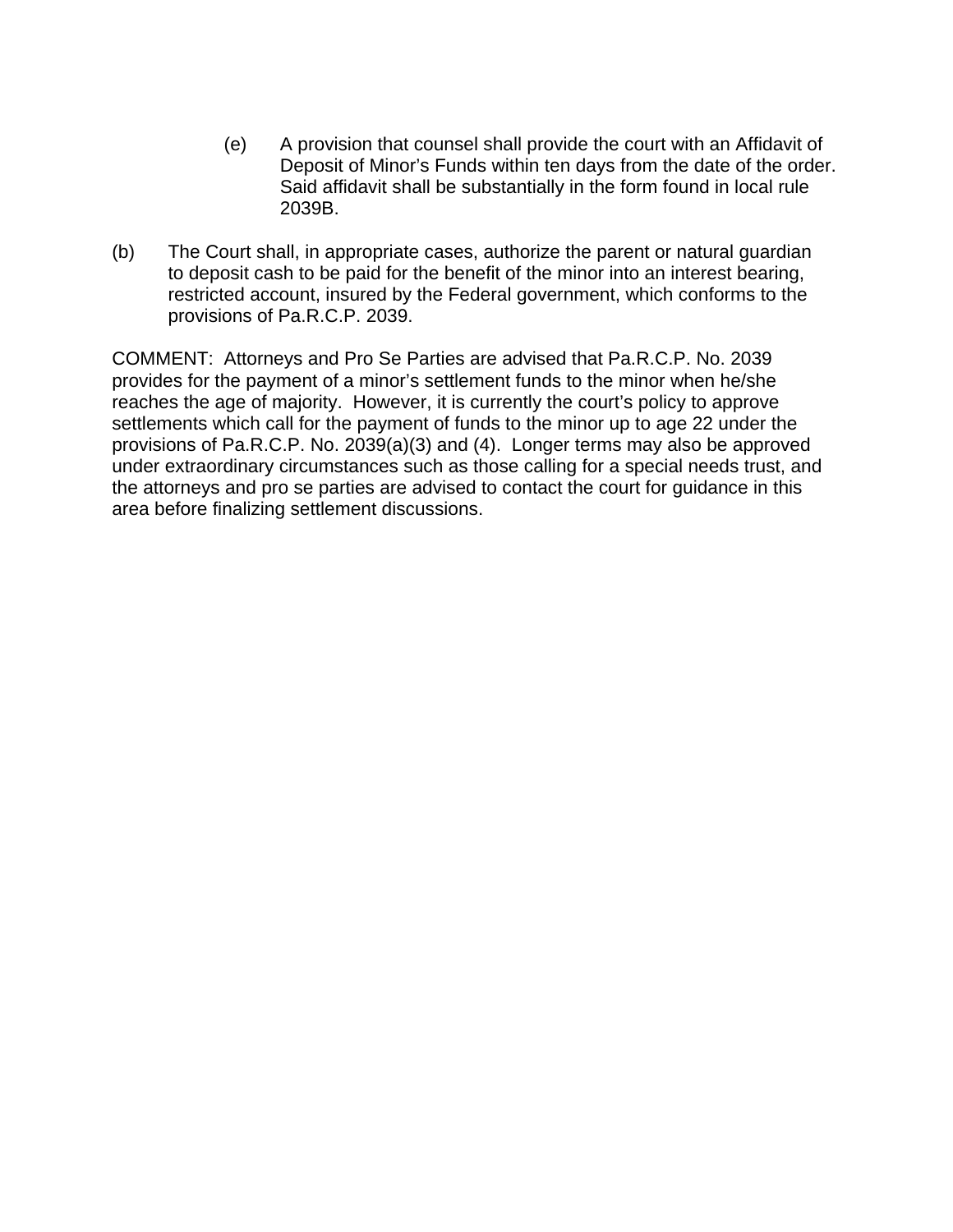(e) A provision that counsel shall provide the court with an Affidavit of Deposit of Minor's Funds within ten days from the date of the order. Said affidavit shall be substantially in the form found in local rule 2039B.

(b) The Court shall, in appropriate cases, authorize the parent or natural guardian to deposit cash to be paid for the benefit of the minor into an interest bearing, restricted account, insured by the Federal government, which conforms to the provisions of Pa.R.C.P. 2039.

COMMENT: Attorneys and Pro Se Parties are advised that Pa.R.C.P. No. 2039 provides for the payment of a minor's settlement funds to the minor when he/she reaches the age of majority. However, it is currently the court's policy to approve settlements which call for the payment of funds to the minor up to age 22 under the provisions of Pa.R.C.P. No. 2039(a)(3) and (4). Longer terms may also be approved under extraordinary circumstances such as those calling for a special needs trust, and the attorneys and pro se parties are advised to contact the court for guidance in this area before finalizing settlement discussions.